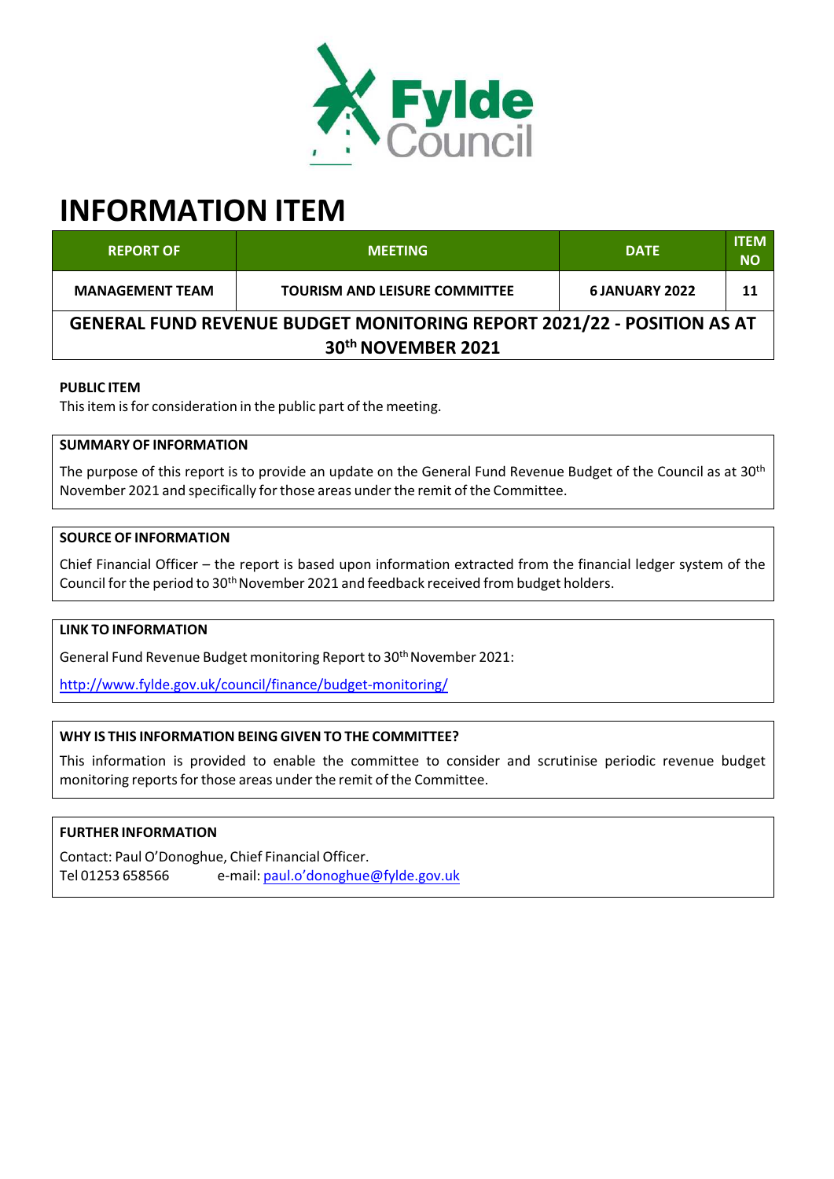# INFORMATION ITEM

| REPORT OF | MEETING | DATE | ITEM NO |
|---|---|---|---|
| MANAGEMENT TEAM | TOURISM AND LEISURE COMMITTEE | 6 JANUARY 2022 | 11 |
| **GENERAL FUND REVENUE BUDGET MONITORING REPORT 2021/22 - POSITION AS AT 30th NOVEMBER 2021** | | | |

**PUBLIC ITEM**

This item is for consideration in the public part of the meeting.

**SUMMARY OF INFORMATION**

The purpose of this report is to provide an update on the General Fund Revenue Budget of the Council as at 30th November 2021 and specifically for those areas under the remit of the Committee.

**SOURCE OF INFORMATION**

Chief Financial Officer – the report is based upon information extracted from the financial ledger system of the Council for the period to 30th November 2021 and feedback received from budget holders.

**LINK TO INFORMATION**

General Fund Revenue Budget monitoring Report to 30th November 2021:

http://www.fylde.gov.uk/council/finance/budget-monitoring/

**WHY IS THIS INFORMATION BEING GIVEN TO THE COMMITTEE?**

This information is provided to enable the committee to consider and scrutinise periodic revenue budget monitoring reports for those areas under the remit of the Committee.

**FURTHER INFORMATION**

Contact: Paul O'Donoghue, Chief Financial Officer.
Tel 01253 658566 e-mail: paul.o'donoghue@fylde.gov.uk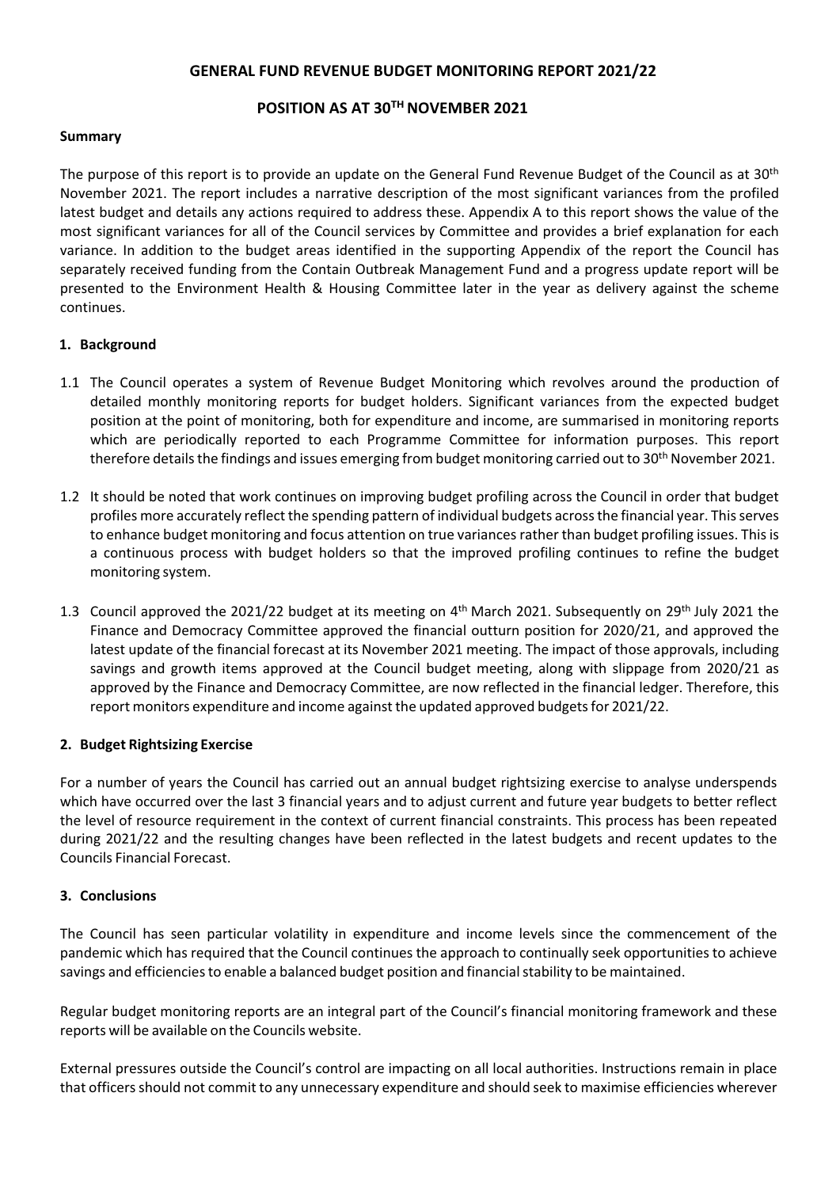# GENERAL FUND REVENUE BUDGET MONITORING REPORT 2021/22

## POSITION AS AT 30TH NOVEMBER 2021

**Summary**

The purpose of this report is to provide an update on the General Fund Revenue Budget of the Council as at 30th November 2021. The report includes a narrative description of the most significant variances from the profiled latest budget and details any actions required to address these. Appendix A to this report shows the value of the most significant variances for all of the Council services by Committee and provides a brief explanation for each variance. In addition to the budget areas identified in the supporting Appendix of the report the Council has separately received funding from the Contain Outbreak Management Fund and a progress update report will be presented to the Environment Health & Housing Committee later in the year as delivery against the scheme continues.

### 1. Background

1.1 The Council operates a system of Revenue Budget Monitoring which revolves around the production of detailed monthly monitoring reports for budget holders. Significant variances from the expected budget position at the point of monitoring, both for expenditure and income, are summarised in monitoring reports which are periodically reported to each Programme Committee for information purposes. This report therefore details the findings and issues emerging from budget monitoring carried out to 30th November 2021.

1.2 It should be noted that work continues on improving budget profiling across the Council in order that budget profiles more accurately reflect the spending pattern of individual budgets across the financial year. This serves to enhance budget monitoring and focus attention on true variances rather than budget profiling issues. This is a continuous process with budget holders so that the improved profiling continues to refine the budget monitoring system.

1.3 Council approved the 2021/22 budget at its meeting on 4th March 2021. Subsequently on 29th July 2021 the Finance and Democracy Committee approved the financial outturn position for 2020/21, and approved the latest update of the financial forecast at its November 2021 meeting. The impact of those approvals, including savings and growth items approved at the Council budget meeting, along with slippage from 2020/21 as approved by the Finance and Democracy Committee, are now reflected in the financial ledger. Therefore, this report monitors expenditure and income against the updated approved budgets for 2021/22.

### 2. Budget Rightsizing Exercise

For a number of years the Council has carried out an annual budget rightsizing exercise to analyse underspends which have occurred over the last 3 financial years and to adjust current and future year budgets to better reflect the level of resource requirement in the context of current financial constraints. This process has been repeated during 2021/22 and the resulting changes have been reflected in the latest budgets and recent updates to the Councils Financial Forecast.

### 3. Conclusions

The Council has seen particular volatility in expenditure and income levels since the commencement of the pandemic which has required that the Council continues the approach to continually seek opportunities to achieve savings and efficiencies to enable a balanced budget position and financial stability to be maintained.

Regular budget monitoring reports are an integral part of the Council's financial monitoring framework and these reports will be available on the Councils website.

External pressures outside the Council's control are impacting on all local authorities. Instructions remain in place that officers should not commit to any unnecessary expenditure and should seek to maximise efficiencies wherever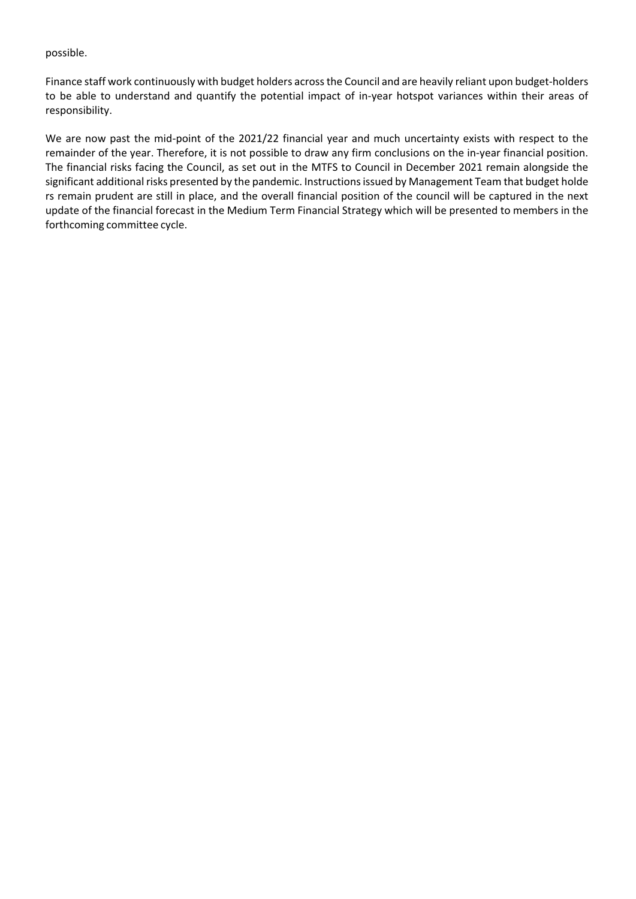possible.

Finance staff work continuously with budget holders across the Council and are heavily reliant upon budget-holders to be able to understand and quantify the potential impact of in-year hotspot variances within their areas of responsibility.

We are now past the mid-point of the 2021/22 financial year and much uncertainty exists with respect to the remainder of the year. Therefore, it is not possible to draw any firm conclusions on the in-year financial position. The financial risks facing the Council, as set out in the MTFS to Council in December 2021 remain alongside the significant additional risks presented by the pandemic. Instructions issued by Management Team that budget holde rs remain prudent are still in place, and the overall financial position of the council will be captured in the next update of the financial forecast in the Medium Term Financial Strategy which will be presented to members in the forthcoming committee cycle.